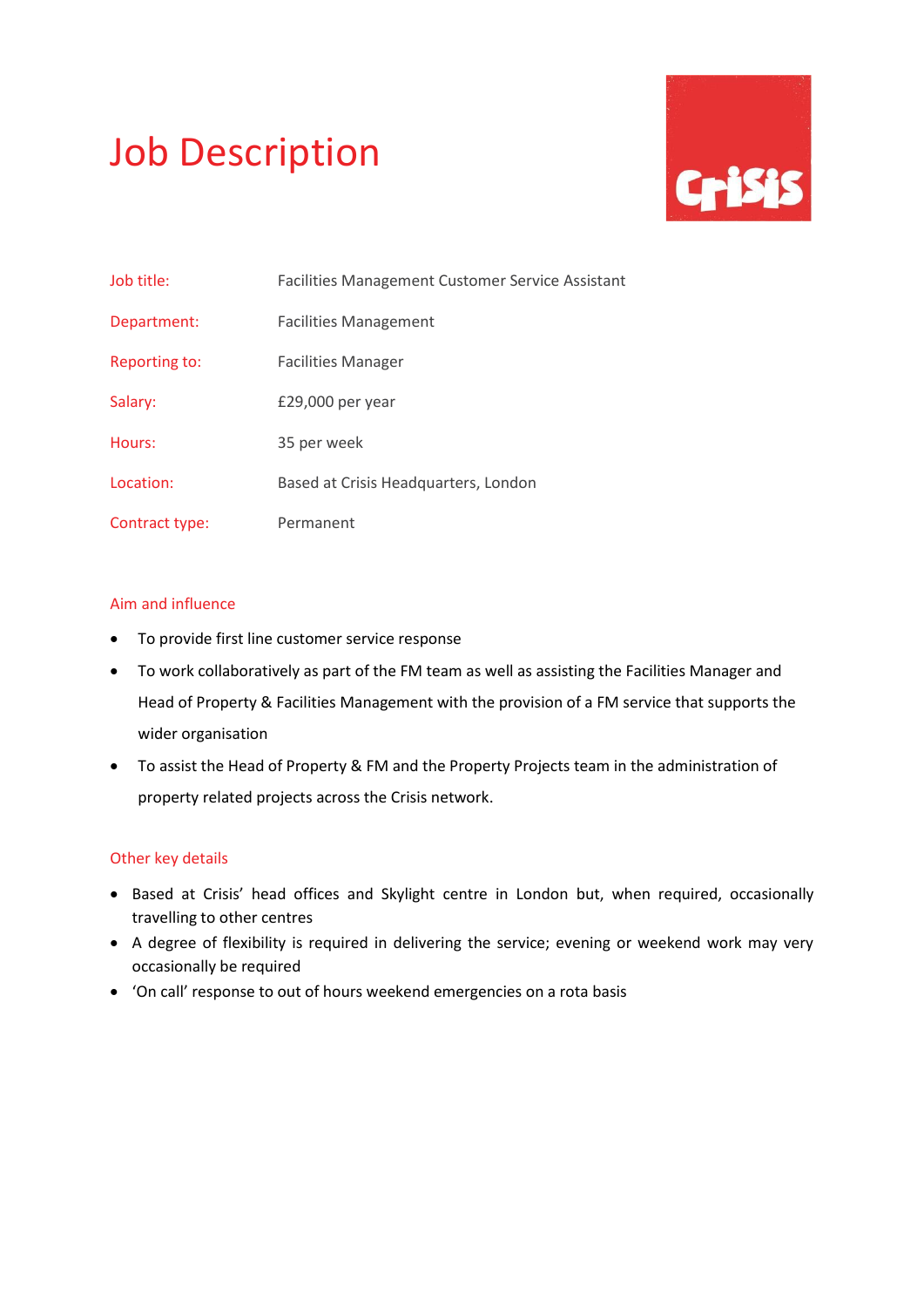# Job Description

| | |
|---|---|
| Job title: | Facilities Management Customer Service Assistant |
| Department: | Facilities Management |
| Reporting to: | Facilities Manager |
| Salary: | £29,000 per year |
| Hours: | 35 per week |
| Location: | Based at Crisis Headquarters, London |
| Contract type: | Permanent |

## Aim and influence

- To provide first line customer service response
- To work collaboratively as part of the FM team as well as assisting the Facilities Manager and Head of Property & Facilities Management with the provision of a FM service that supports the wider organisation
- To assist the Head of Property & FM and the Property Projects team in the administration of property related projects across the Crisis network.

## Other key details

- Based at Crisis' head offices and Skylight centre in London but, when required, occasionally travelling to other centres
- A degree of flexibility is required in delivering the service; evening or weekend work may very occasionally be required
- 'On call' response to out of hours weekend emergencies on a rota basis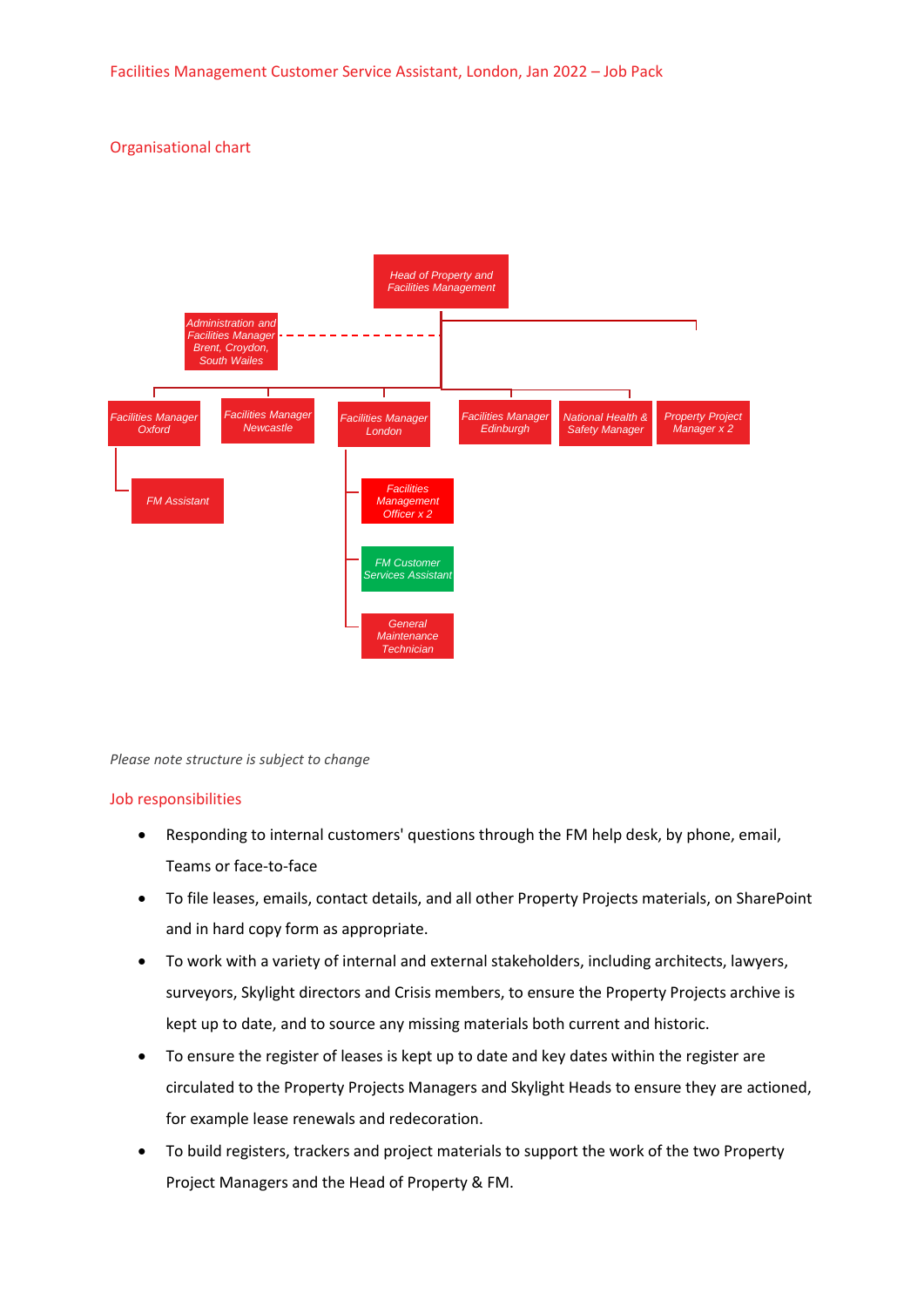## Organisational chart

- Head of Property and Facilities Management
  - Administration and Facilities Manager Brent, Croydon, South Wailes (dotted line)
  - Facilities Manager Oxford
    - FM Assistant
  - Facilities Manager Newcastle
  - Facilities Manager London
    - Facilities Management Officer x 2
    - FM Customer Services Assistant
    - General Maintenance Technician
  - Facilities Manager Edinburgh
  - National Health & Safety Manager
  - Property Project Manager x 2

*Please note structure is subject to change*

## Job responsibilities

- Responding to internal customers' questions through the FM help desk, by phone, email, Teams or face-to-face
- To file leases, emails, contact details, and all other Property Projects materials, on SharePoint and in hard copy form as appropriate.
- To work with a variety of internal and external stakeholders, including architects, lawyers, surveyors, Skylight directors and Crisis members, to ensure the Property Projects archive is kept up to date, and to source any missing materials both current and historic.
- To ensure the register of leases is kept up to date and key dates within the register are circulated to the Property Projects Managers and Skylight Heads to ensure they are actioned, for example lease renewals and redecoration.
- To build registers, trackers and project materials to support the work of the two Property Project Managers and the Head of Property & FM.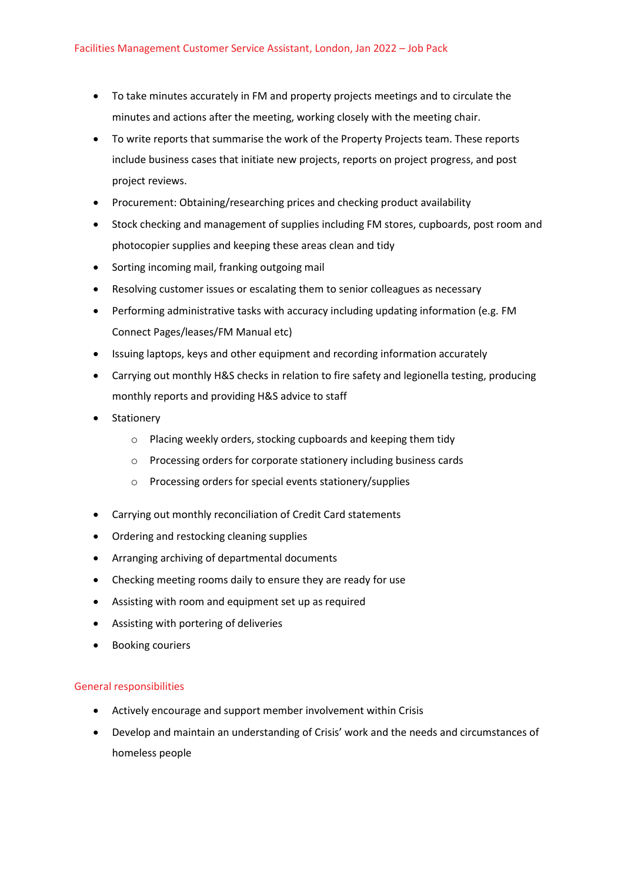- To take minutes accurately in FM and property projects meetings and to circulate the minutes and actions after the meeting, working closely with the meeting chair.
- To write reports that summarise the work of the Property Projects team. These reports include business cases that initiate new projects, reports on project progress, and post project reviews.
- Procurement: Obtaining/researching prices and checking product availability
- Stock checking and management of supplies including FM stores, cupboards, post room and photocopier supplies and keeping these areas clean and tidy
- Sorting incoming mail, franking outgoing mail
- Resolving customer issues or escalating them to senior colleagues as necessary
- Performing administrative tasks with accuracy including updating information (e.g. FM Connect Pages/leases/FM Manual etc)
- Issuing laptops, keys and other equipment and recording information accurately
- Carrying out monthly H&S checks in relation to fire safety and legionella testing, producing monthly reports and providing H&S advice to staff
- Stationery
  - Placing weekly orders, stocking cupboards and keeping them tidy
  - Processing orders for corporate stationery including business cards
  - Processing orders for special events stationery/supplies
- Carrying out monthly reconciliation of Credit Card statements
- Ordering and restocking cleaning supplies
- Arranging archiving of departmental documents
- Checking meeting rooms daily to ensure they are ready for use
- Assisting with room and equipment set up as required
- Assisting with portering of deliveries
- Booking couriers

## General responsibilities

- Actively encourage and support member involvement within Crisis
- Develop and maintain an understanding of Crisis' work and the needs and circumstances of homeless people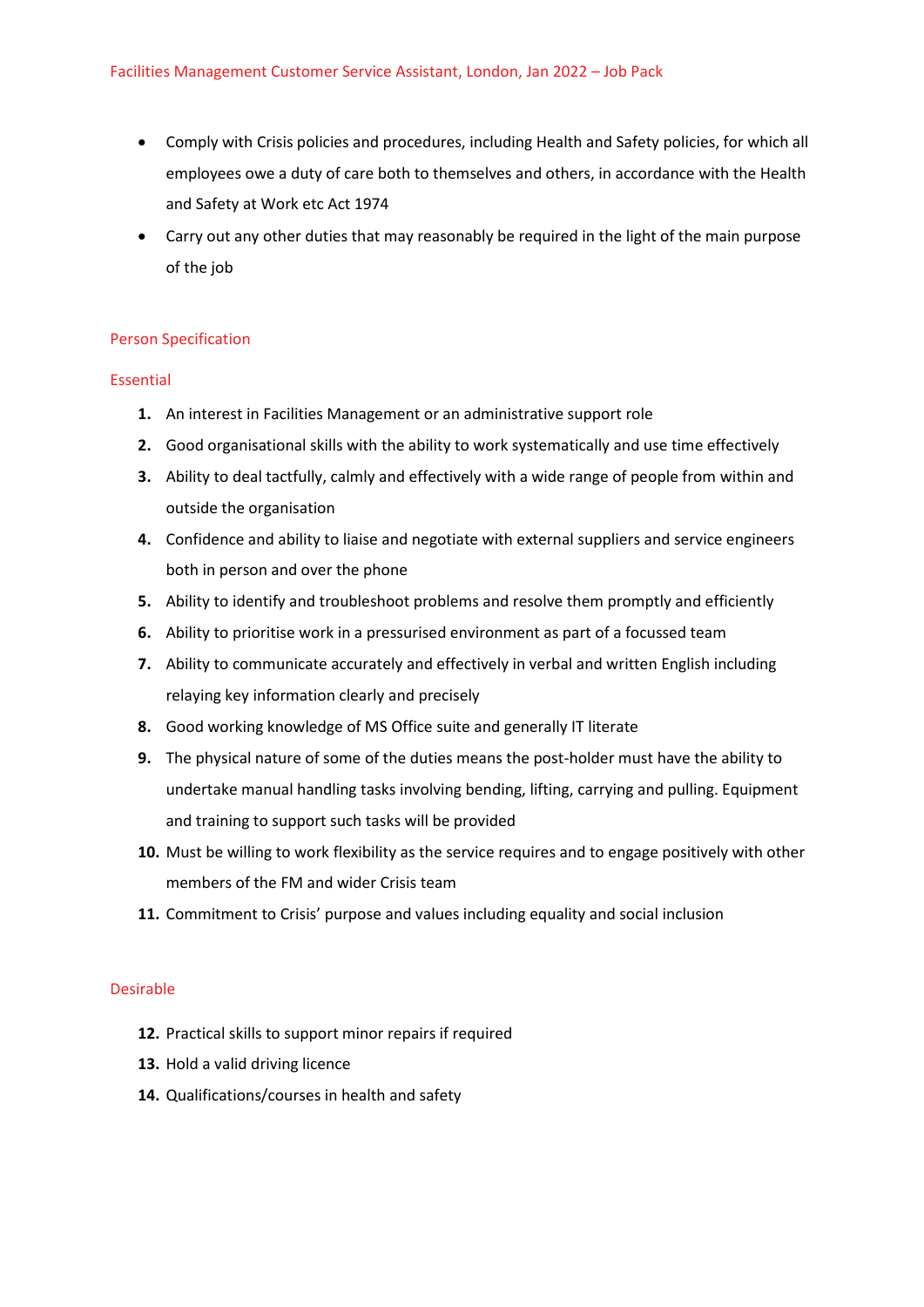- Comply with Crisis policies and procedures, including Health and Safety policies, for which all employees owe a duty of care both to themselves and others, in accordance with the Health and Safety at Work etc Act 1974
- Carry out any other duties that may reasonably be required in the light of the main purpose of the job

## Person Specification

### Essential

1. An interest in Facilities Management or an administrative support role
2. Good organisational skills with the ability to work systematically and use time effectively
3. Ability to deal tactfully, calmly and effectively with a wide range of people from within and outside the organisation
4. Confidence and ability to liaise and negotiate with external suppliers and service engineers both in person and over the phone
5. Ability to identify and troubleshoot problems and resolve them promptly and efficiently
6. Ability to prioritise work in a pressurised environment as part of a focussed team
7. Ability to communicate accurately and effectively in verbal and written English including relaying key information clearly and precisely
8. Good working knowledge of MS Office suite and generally IT literate
9. The physical nature of some of the duties means the post-holder must have the ability to undertake manual handling tasks involving bending, lifting, carrying and pulling. Equipment and training to support such tasks will be provided
10. Must be willing to work flexibility as the service requires and to engage positively with other members of the FM and wider Crisis team
11. Commitment to Crisis' purpose and values including equality and social inclusion

### Desirable

12. Practical skills to support minor repairs if required
13. Hold a valid driving licence
14. Qualifications/courses in health and safety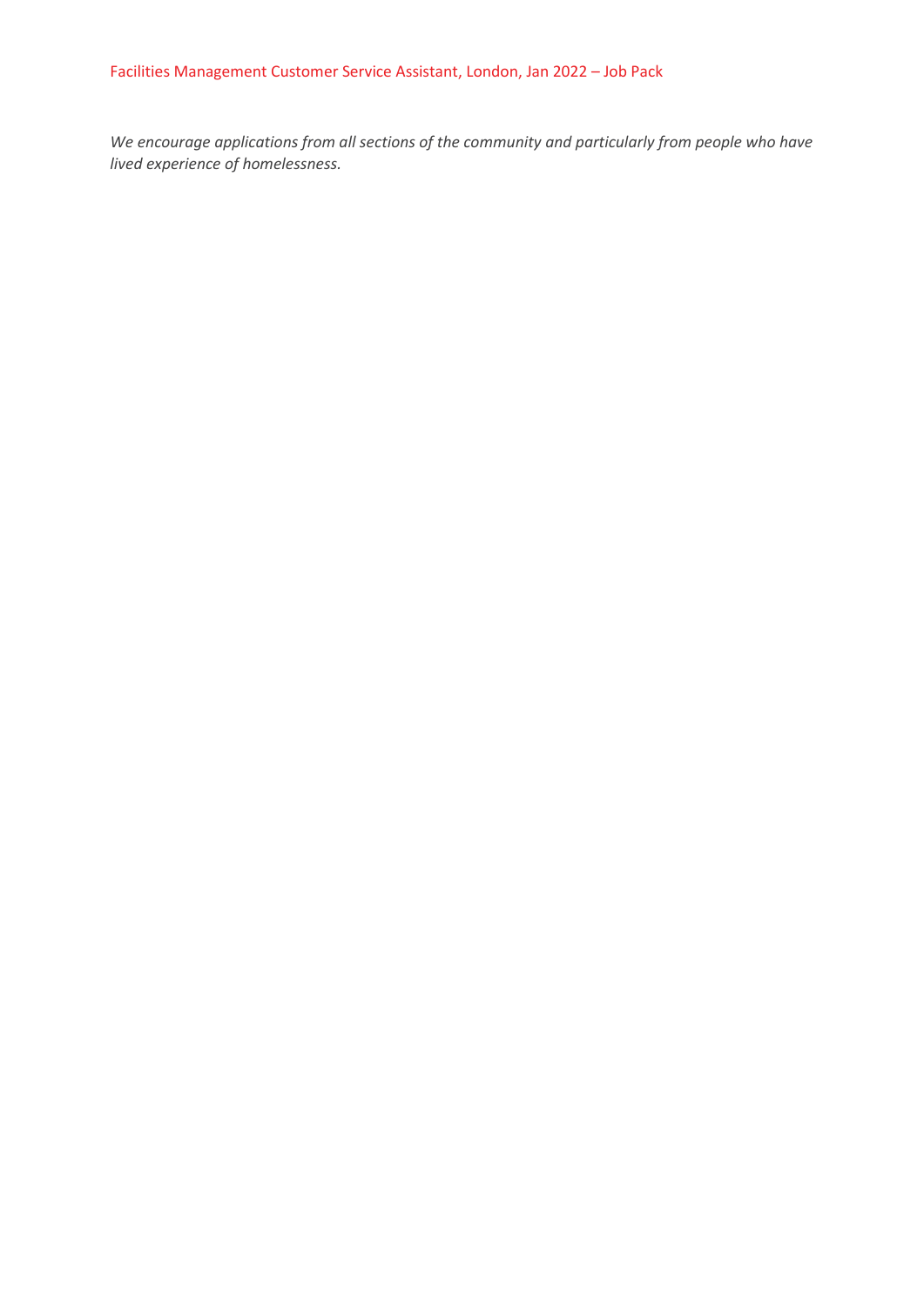*We encourage applications from all sections of the community and particularly from people who have lived experience of homelessness.*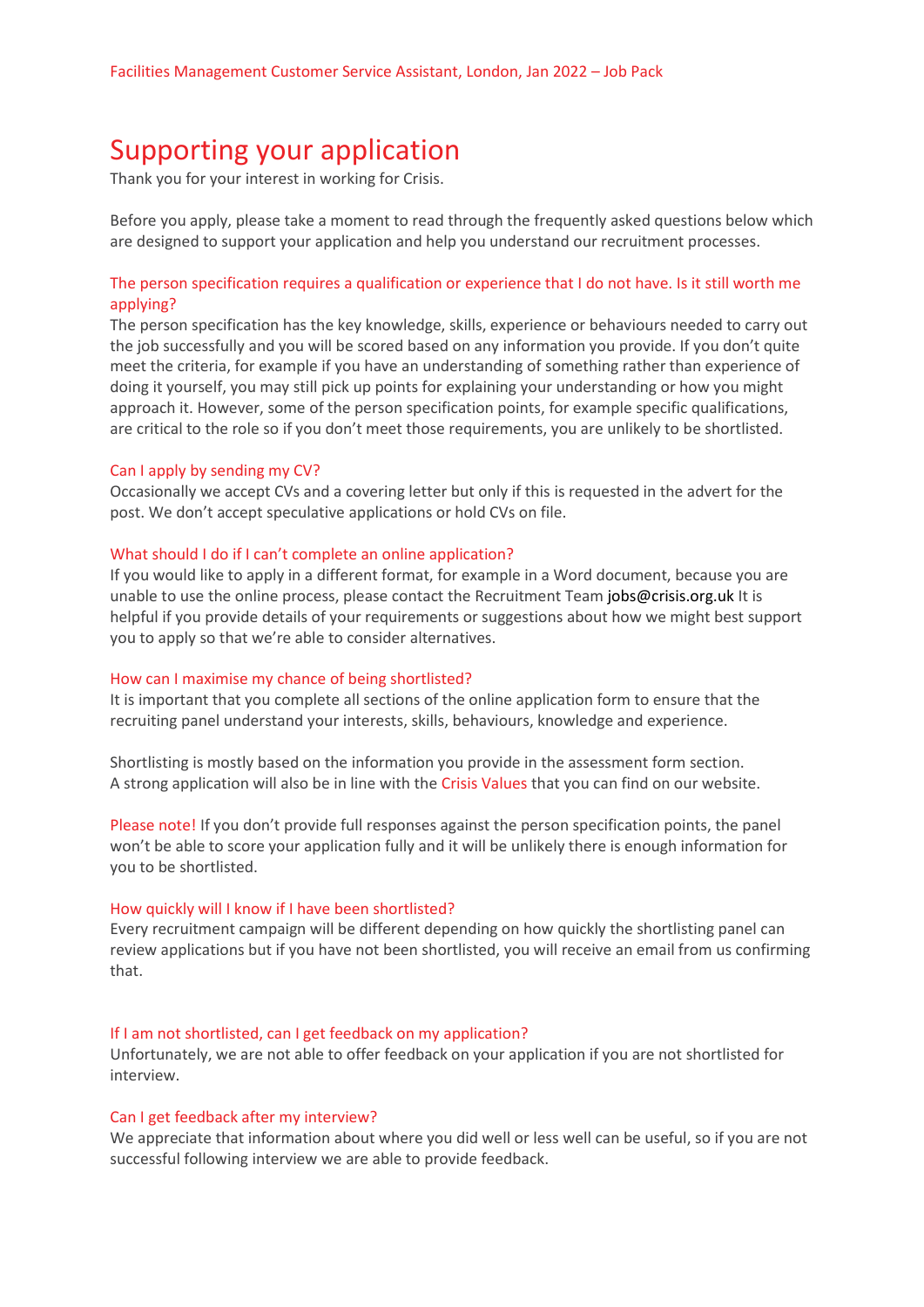# Supporting your application

Thank you for your interest in working for Crisis.

Before you apply, please take a moment to read through the frequently asked questions below which are designed to support your application and help you understand our recruitment processes.

### The person specification requires a qualification or experience that I do not have. Is it still worth me applying?

The person specification has the key knowledge, skills, experience or behaviours needed to carry out the job successfully and you will be scored based on any information you provide. If you don't quite meet the criteria, for example if you have an understanding of something rather than experience of doing it yourself, you may still pick up points for explaining your understanding or how you might approach it. However, some of the person specification points, for example specific qualifications, are critical to the role so if you don't meet those requirements, you are unlikely to be shortlisted.

### Can I apply by sending my CV?

Occasionally we accept CVs and a covering letter but only if this is requested in the advert for the post. We don't accept speculative applications or hold CVs on file.

### What should I do if I can't complete an online application?

If you would like to apply in a different format, for example in a Word document, because you are unable to use the online process, please contact the Recruitment Team jobs@crisis.org.uk It is helpful if you provide details of your requirements or suggestions about how we might best support you to apply so that we're able to consider alternatives.

### How can I maximise my chance of being shortlisted?

It is important that you complete all sections of the online application form to ensure that the recruiting panel understand your interests, skills, behaviours, knowledge and experience.

Shortlisting is mostly based on the information you provide in the assessment form section. A strong application will also be in line with the Crisis Values that you can find on our website.

**Please note!** If you don't provide full responses against the person specification points, the panel won't be able to score your application fully and it will be unlikely there is enough information for you to be shortlisted.

### How quickly will I know if I have been shortlisted?

Every recruitment campaign will be different depending on how quickly the shortlisting panel can review applications but if you have not been shortlisted, you will receive an email from us confirming that.

### If I am not shortlisted, can I get feedback on my application?

Unfortunately, we are not able to offer feedback on your application if you are not shortlisted for interview.

### Can I get feedback after my interview?

We appreciate that information about where you did well or less well can be useful, so if you are not successful following interview we are able to provide feedback.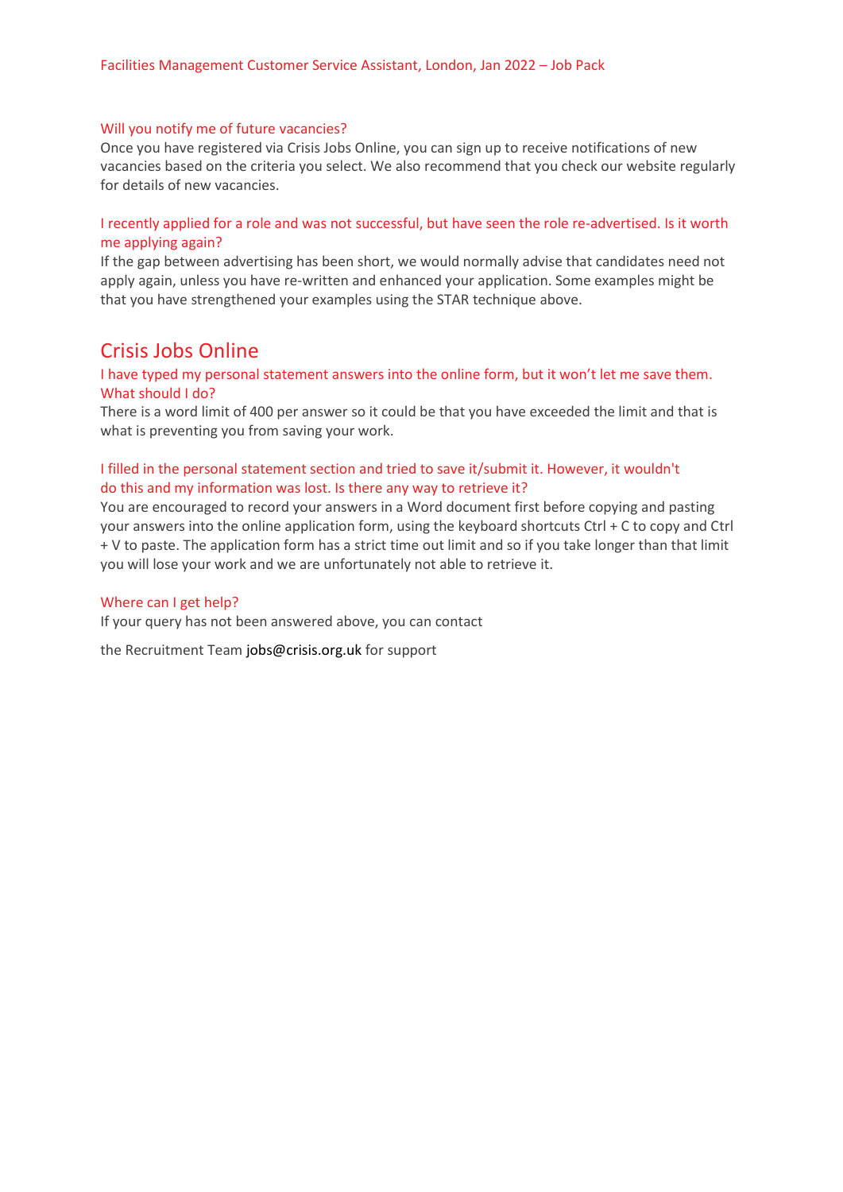### Will you notify me of future vacancies?

Once you have registered via Crisis Jobs Online, you can sign up to receive notifications of new vacancies based on the criteria you select. We also recommend that you check our website regularly for details of new vacancies.

### I recently applied for a role and was not successful, but have seen the role re-advertised. Is it worth me applying again?

If the gap between advertising has been short, we would normally advise that candidates need not apply again, unless you have re-written and enhanced your application. Some examples might be that you have strengthened your examples using the STAR technique above.

## Crisis Jobs Online

### I have typed my personal statement answers into the online form, but it won't let me save them. What should I do?

There is a word limit of 400 per answer so it could be that you have exceeded the limit and that is what is preventing you from saving your work.

### I filled in the personal statement section and tried to save it/submit it. However, it wouldn't do this and my information was lost. Is there any way to retrieve it?

You are encouraged to record your answers in a Word document first before copying and pasting your answers into the online application form, using the keyboard shortcuts Ctrl + C to copy and Ctrl + V to paste. The application form has a strict time out limit and so if you take longer than that limit you will lose your work and we are unfortunately not able to retrieve it.

### Where can I get help?

If your query has not been answered above, you can contact

the Recruitment Team jobs@crisis.org.uk for support